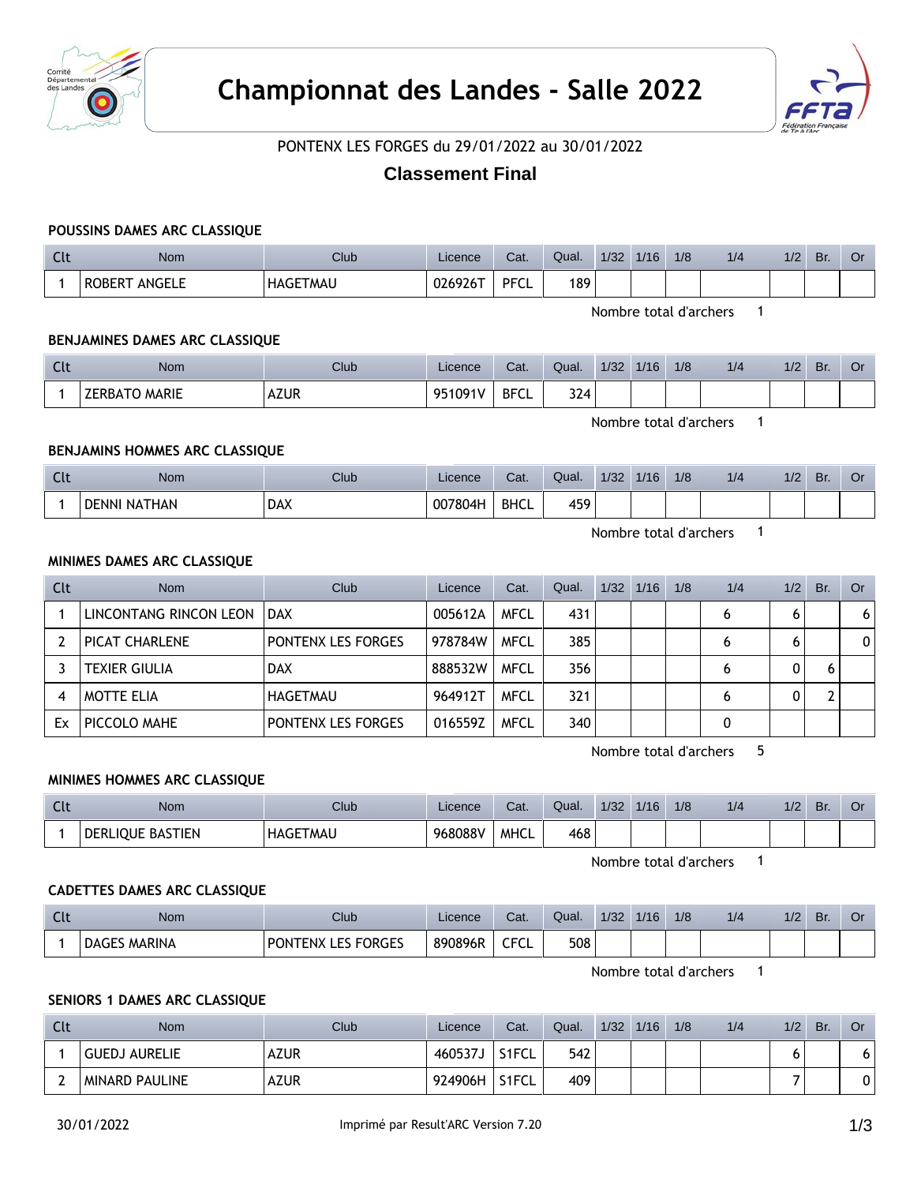# Championnat des Landes - Salle 2022

PONTENX LES FORGES du 29/01/2022 au 30/01/2022

## Classement Final

### POUSSINS DAMES ARC CLASSIQUE

| Clt | Nom | Club | Licence | Cat. | Qual. | 1/32 | 1/16 | 1/8 | 1/4 | 1/2 | Br. | Or |
|---|---|---|---|---|---|---|---|---|---|---|---|---|
| 1 | ROBERT ANGELE | HAGETMAU | 026926T | PFCL | 189 | | | | | | | |

Nombre total d'archers 1

### BENJAMINES DAMES ARC CLASSIQUE

| Clt | Nom | Club | Licence | Cat. | Qual. | 1/32 | 1/16 | 1/8 | 1/4 | 1/2 | Br. | Or |
|---|---|---|---|---|---|---|---|---|---|---|---|---|
| 1 | ZERBATO MARIE | AZUR | 951091V | BFCL | 324 | | | | | | | |

Nombre total d'archers 1

### BENJAMINS HOMMES ARC CLASSIQUE

| Clt | Nom | Club | Licence | Cat. | Qual. | 1/32 | 1/16 | 1/8 | 1/4 | 1/2 | Br. | Or |
|---|---|---|---|---|---|---|---|---|---|---|---|---|
| 1 | DENNI NATHAN | DAX | 007804H | BHCL | 459 | | | | | | | |

Nombre total d'archers 1

### MINIMES DAMES ARC CLASSIQUE

| Clt | Nom | Club | Licence | Cat. | Qual. | 1/32 | 1/16 | 1/8 | 1/4 | 1/2 | Br. | Or |
|---|---|---|---|---|---|---|---|---|---|---|---|---|
| 1 | LINCONTANG RINCON LEON | DAX | 005612A | MFCL | 431 | | | | 6 | 6 | | 6 |
| 2 | PICAT CHARLENE | PONTENX LES FORGES | 978784W | MFCL | 385 | | | | 6 | 6 | | 0 |
| 3 | TEXIER GIULIA | DAX | 888532W | MFCL | 356 | | | | 6 | 0 | 6 | |
| 4 | MOTTE ELIA | HAGETMAU | 964912T | MFCL | 321 | | | | 6 | 0 | 2 | |
| Ex | PICCOLO MAHE | PONTENX LES FORGES | 016559Z | MFCL | 340 | | | | 0 | | | |

Nombre total d'archers 5

### MINIMES HOMMES ARC CLASSIQUE

| Clt | Nom | Club | Licence | Cat. | Qual. | 1/32 | 1/16 | 1/8 | 1/4 | 1/2 | Br. | Or |
|---|---|---|---|---|---|---|---|---|---|---|---|---|
| 1 | DERLIQUE BASTIEN | HAGETMAU | 968088V | MHCL | 468 | | | | | | | |

Nombre total d'archers 1

### CADETTES DAMES ARC CLASSIQUE

| Clt | Nom | Club | Licence | Cat. | Qual. | 1/32 | 1/16 | 1/8 | 1/4 | 1/2 | Br. | Or |
|---|---|---|---|---|---|---|---|---|---|---|---|---|
| 1 | DAGES MARINA | PONTENX LES FORGES | 890896R | CFCL | 508 | | | | | | | |

Nombre total d'archers 1

### SENIORS 1 DAMES ARC CLASSIQUE

| Clt | Nom | Club | Licence | Cat. | Qual. | 1/32 | 1/16 | 1/8 | 1/4 | 1/2 | Br. | Or |
|---|---|---|---|---|---|---|---|---|---|---|---|---|
| 1 | GUEDJ AURELIE | AZUR | 460537J | S1FCL | 542 | | | | | 6 | | 6 |
| 2 | MINARD PAULINE | AZUR | 924906H | S1FCL | 409 | | | | | 7 | | 0 |

30/01/2022 Imprimé par Result'ARC Version 7.20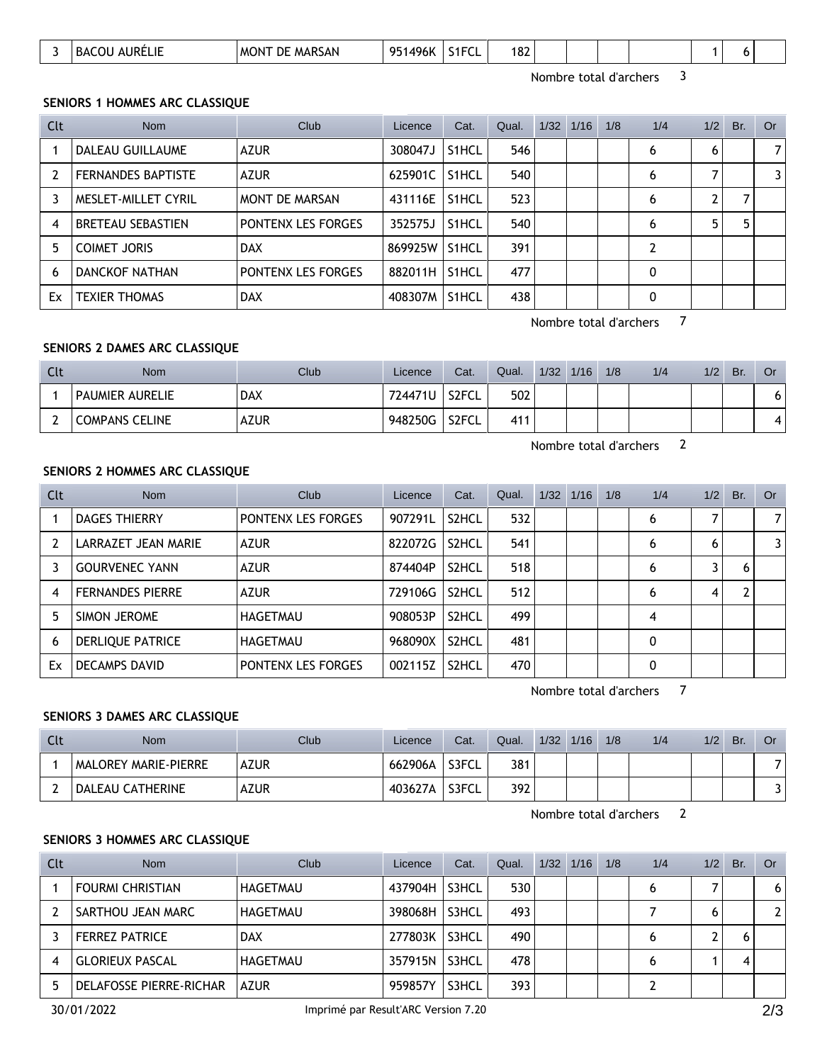| 3 | BACOU AURÉLIE | MONT DE MARSAN | 951496K | S1FCL | 182 | | | | | 1 | 6 | |
|---|---|---|---|---|---|---|---|---|---|---|---|---|

Nombre total d'archers 3

**SENIORS 1 HOMMES ARC CLASSIQUE**

| Clt | Nom | Club | Licence | Cat. | Qual. | 1/32 | 1/16 | 1/8 | 1/4 | 1/2 | Br. | Or |
|---|---|---|---|---|---|---|---|---|---|---|---|---|
| 1 | DALEAU GUILLAUME | AZUR | 308047J | S1HCL | 546 | | | | 6 | 6 | | 7 |
| 2 | FERNANDES BAPTISTE | AZUR | 625901C | S1HCL | 540 | | | | 6 | 7 | | 3 |
| 3 | MESLET-MILLET CYRIL | MONT DE MARSAN | 431116E | S1HCL | 523 | | | | 6 | 2 | 7 | |
| 4 | BRETEAU SEBASTIEN | PONTENX LES FORGES | 352575J | S1HCL | 540 | | | | 6 | 5 | 5 | |
| 5 | COIMET JORIS | DAX | 869925W | S1HCL | 391 | | | | 2 | | | |
| 6 | DANCKOF NATHAN | PONTENX LES FORGES | 882011H | S1HCL | 477 | | | | 0 | | | |
| Ex | TEXIER THOMAS | DAX | 408307M | S1HCL | 438 | | | | 0 | | | |

Nombre total d'archers 7

**SENIORS 2 DAMES ARC CLASSIQUE**

| Clt | Nom | Club | Licence | Cat. | Qual. | 1/32 | 1/16 | 1/8 | 1/4 | 1/2 | Br. | Or |
|---|---|---|---|---|---|---|---|---|---|---|---|---|
| 1 | PAUMIER AURELIE | DAX | 724471U | S2FCL | 502 | | | | | | | 6 |
| 2 | COMPANS CELINE | AZUR | 948250G | S2FCL | 411 | | | | | | | 4 |

Nombre total d'archers 2

**SENIORS 2 HOMMES ARC CLASSIQUE**

| Clt | Nom | Club | Licence | Cat. | Qual. | 1/32 | 1/16 | 1/8 | 1/4 | 1/2 | Br. | Or |
|---|---|---|---|---|---|---|---|---|---|---|---|---|
| 1 | DAGES THIERRY | PONTENX LES FORGES | 907291L | S2HCL | 532 | | | | 6 | 7 | | 7 |
| 2 | LARRAZET JEAN MARIE | AZUR | 822072G | S2HCL | 541 | | | | 6 | 6 | | 3 |
| 3 | GOURVENEC YANN | AZUR | 874404P | S2HCL | 518 | | | | 6 | 3 | 6 | |
| 4 | FERNANDES PIERRE | AZUR | 729106G | S2HCL | 512 | | | | 6 | 4 | 2 | |
| 5 | SIMON JEROME | HAGETMAU | 908053P | S2HCL | 499 | | | | 4 | | | |
| 6 | DERLIQUE PATRICE | HAGETMAU | 968090X | S2HCL | 481 | | | | 0 | | | |
| Ex | DECAMPS DAVID | PONTENX LES FORGES | 002115Z | S2HCL | 470 | | | | 0 | | | |

Nombre total d'archers 7

**SENIORS 3 DAMES ARC CLASSIQUE**

| Clt | Nom | Club | Licence | Cat. | Qual. | 1/32 | 1/16 | 1/8 | 1/4 | 1/2 | Br. | Or |
|---|---|---|---|---|---|---|---|---|---|---|---|---|
| 1 | MALOREY MARIE-PIERRE | AZUR | 662906A | S3FCL | 381 | | | | | | | 7 |
| 2 | DALEAU CATHERINE | AZUR | 403627A | S3FCL | 392 | | | | | | | 3 |

Nombre total d'archers 2

**SENIORS 3 HOMMES ARC CLASSIQUE**

| Clt | Nom | Club | Licence | Cat. | Qual. | 1/32 | 1/16 | 1/8 | 1/4 | 1/2 | Br. | Or |
|---|---|---|---|---|---|---|---|---|---|---|---|---|
| 1 | FOURMI CHRISTIAN | HAGETMAU | 437904H | S3HCL | 530 | | | | 6 | 7 | | 6 |
| 2 | SARTHOU JEAN MARC | HAGETMAU | 398068H | S3HCL | 493 | | | | 7 | 6 | | 2 |
| 3 | FERREZ PATRICE | DAX | 277803K | S3HCL | 490 | | | | 6 | 2 | 6 | |
| 4 | GLORIEUX PASCAL | HAGETMAU | 357915N | S3HCL | 478 | | | | 6 | 1 | 4 | |
| 5 | DELAFOSSE PIERRE-RICHAR | AZUR | 959857Y | S3HCL | 393 | | | | 2 | | | |

30/01/2022 Imprimé par Result'ARC Version 7.20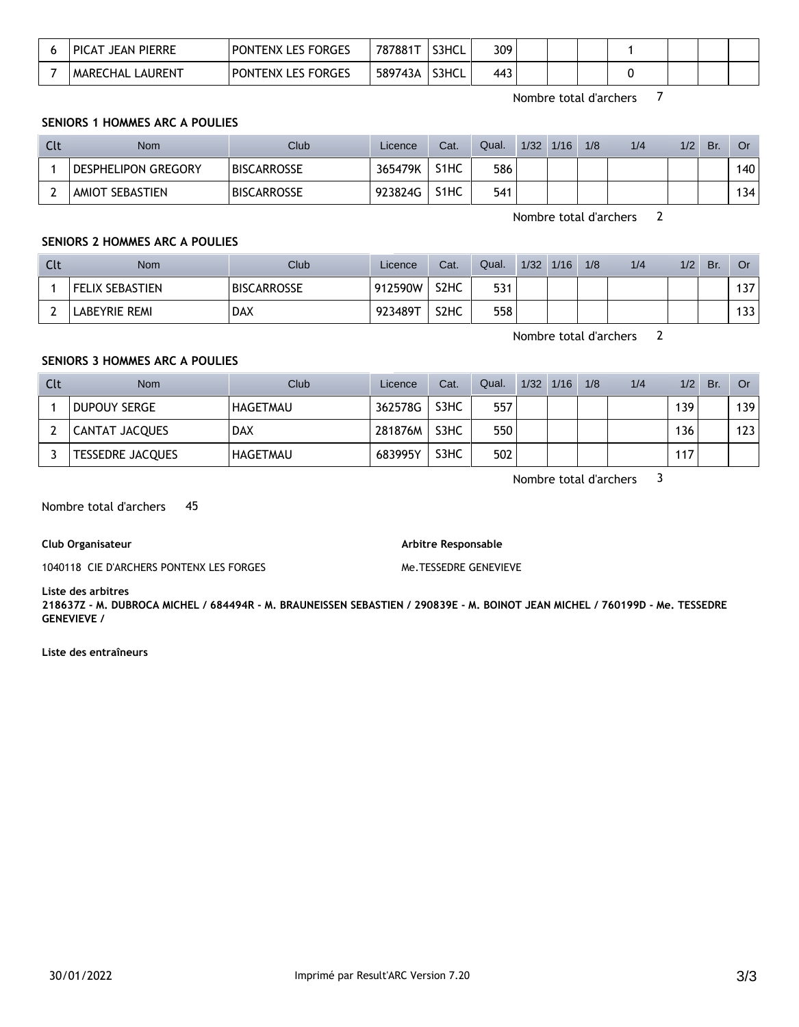| | | | | | | | | | | | | |
|---|---|---|---|---|---|---|---|---|---|---|---|---|
| 6 | PICAT JEAN PIERRE | PONTENX LES FORGES | 787881T | S3HCL | 309 | | | | 1 | | | |
| 7 | MARECHAL LAURENT | PONTENX LES FORGES | 589743A | S3HCL | 443 | | | | 0 | | | |

Nombre total d'archers 7

**SENIORS 1 HOMMES ARC A POULIES**

| Clt | Nom | Club | Licence | Cat. | Qual. | 1/32 | 1/16 | 1/8 | 1/4 | 1/2 | Br. | Or |
|---|---|---|---|---|---|---|---|---|---|---|---|---|
| 1 | DESPHELIPON GREGORY | BISCARROSSE | 365479K | S1HC | 586 | | | | | | | 140 |
| 2 | AMIOT SEBASTIEN | BISCARROSSE | 923824G | S1HC | 541 | | | | | | | 134 |

Nombre total d'archers 2

**SENIORS 2 HOMMES ARC A POULIES**

| Clt | Nom | Club | Licence | Cat. | Qual. | 1/32 | 1/16 | 1/8 | 1/4 | 1/2 | Br. | Or |
|---|---|---|---|---|---|---|---|---|---|---|---|---|
| 1 | FELIX SEBASTIEN | BISCARROSSE | 912590W | S2HC | 531 | | | | | | | 137 |
| 2 | LABEYRIE REMI | DAX | 923489T | S2HC | 558 | | | | | | | 133 |

Nombre total d'archers 2

**SENIORS 3 HOMMES ARC A POULIES**

| Clt | Nom | Club | Licence | Cat. | Qual. | 1/32 | 1/16 | 1/8 | 1/4 | 1/2 | Br. | Or |
|---|---|---|---|---|---|---|---|---|---|---|---|---|
| 1 | DUPOUY SERGE | HAGETMAU | 362578G | S3HC | 557 | | | | | 139 | | 139 |
| 2 | CANTAT JACQUES | DAX | 281876M | S3HC | 550 | | | | | 136 | | 123 |
| 3 | TESSEDRE JACQUES | HAGETMAU | 683995Y | S3HC | 502 | | | | | 117 | | |

Nombre total d'archers 3

Nombre total d'archers 45

**Club Organisateur**

1040118 CIE D'ARCHERS PONTENX LES FORGES

**Arbitre Responsable**

Me.TESSEDRE GENEVIEVE

**Liste des arbitres**

**218637Z - M. DUBROCA MICHEL / 684494R - M. BRAUNEISSEN SEBASTIEN / 290839E - M. BOINOT JEAN MICHEL / 760199D - Me. TESSEDRE GENEVIEVE /**

**Liste des entraîneurs**